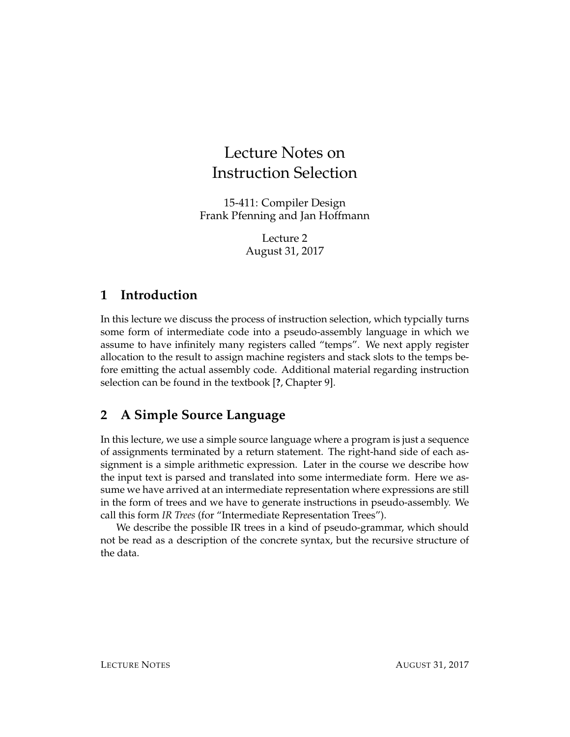# Lecture Notes on Instruction Selection

15-411: Compiler Design
Frank Pfenning and Jan Hoffmann

Lecture 2
August 31, 2017

## 1 Introduction

In this lecture we discuss the process of instruction selection, which typcially turns some form of intermediate code into a pseudo-assembly language in which we assume to have infinitely many registers called "temps". We next apply register allocation to the result to assign machine registers and stack slots to the temps before emitting the actual assembly code. Additional material regarding instruction selection can be found in the textbook [**?**, Chapter 9].

## 2 A Simple Source Language

In this lecture, we use a simple source language where a program is just a sequence of assignments terminated by a return statement. The right-hand side of each assignment is a simple arithmetic expression. Later in the course we describe how the input text is parsed and translated into some intermediate form. Here we assume we have arrived at an intermediate representation where expressions are still in the form of trees and we have to generate instructions in pseudo-assembly. We call this form *IR Trees* (for "Intermediate Representation Trees").

We describe the possible IR trees in a kind of pseudo-grammar, which should not be read as a description of the concrete syntax, but the recursive structure of the data.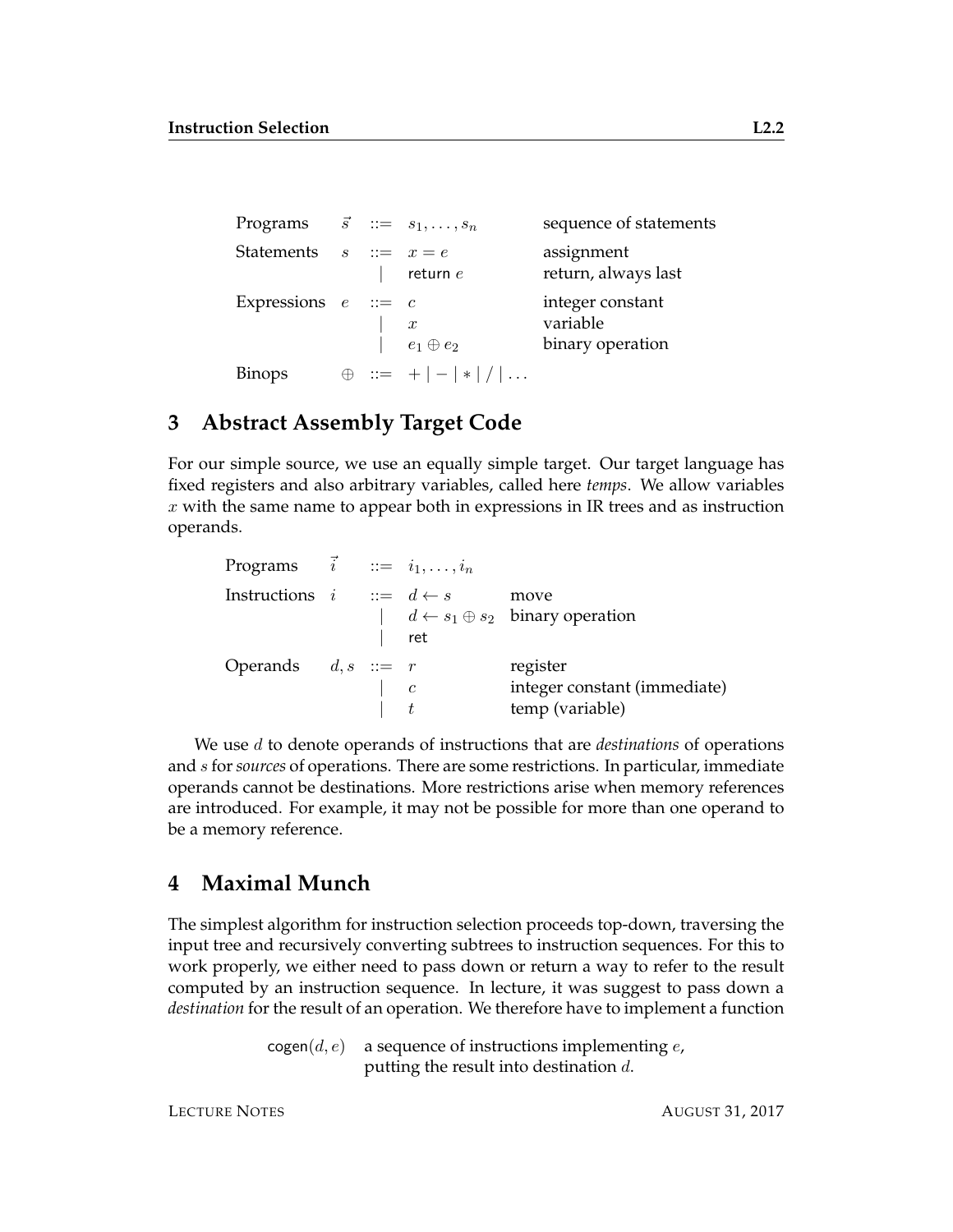| | | | | |
|---|---|---|---|---|
| Programs | $\vec{s}$ | $::=$ | $s_1, \ldots, s_n$ | sequence of statements |
| Statements | $s$ | $::=$ | $x = e$ | assignment |
| | | $\mid$ | $\mathsf{return}\ e$ | return, always last |
| Expressions | $e$ | $::=$ | $c$ | integer constant |
| | | $\mid$ | $x$ | variable |
| | | $\mid$ | $e_1 \oplus e_2$ | binary operation |
| Binops | $\oplus$ | $::=$ | $+ \mid - \mid * \mid / \mid \ldots$ | |

## 3 Abstract Assembly Target Code

For our simple source, we use an equally simple target. Our target language has fixed registers and also arbitrary variables, called here *temps*. We allow variables $x$ with the same name to appear both in expressions in IR trees and as instruction operands.

| | | | | |
|---|---|---|---|---|
| Programs | $\vec{i}$ | $::=$ | $i_1, \ldots, i_n$ | |
| Instructions | $i$ | $::=$ | $d \leftarrow s$ | move |
| | | $\mid$ | $d \leftarrow s_1 \oplus s_2$ | binary operation |
| | | $\mid$ | $\mathsf{ret}$ | |
| Operands | $d, s$ | $::=$ | $r$ | register |
| | | $\mid$ | $c$ | integer constant (immediate) |
| | | $\mid$ | $t$ | temp (variable) |

We use $d$ to denote operands of instructions that are *destinations* of operations and $s$ for *sources* of operations. There are some restrictions. In particular, immediate operands cannot be destinations. More restrictions arise when memory references are introduced. For example, it may not be possible for more than one operand to be a memory reference.

## 4 Maximal Munch

The simplest algorithm for instruction selection proceeds top-down, traversing the input tree and recursively converting subtrees to instruction sequences. For this to work properly, we either need to pass down or return a way to refer to the result computed by an instruction sequence. In lecture, it was suggest to pass down a *destination* for the result of an operation. We therefore have to implement a function

$\mathsf{cogen}(d, e)$ a sequence of instructions implementing $e$, putting the result into destination $d$.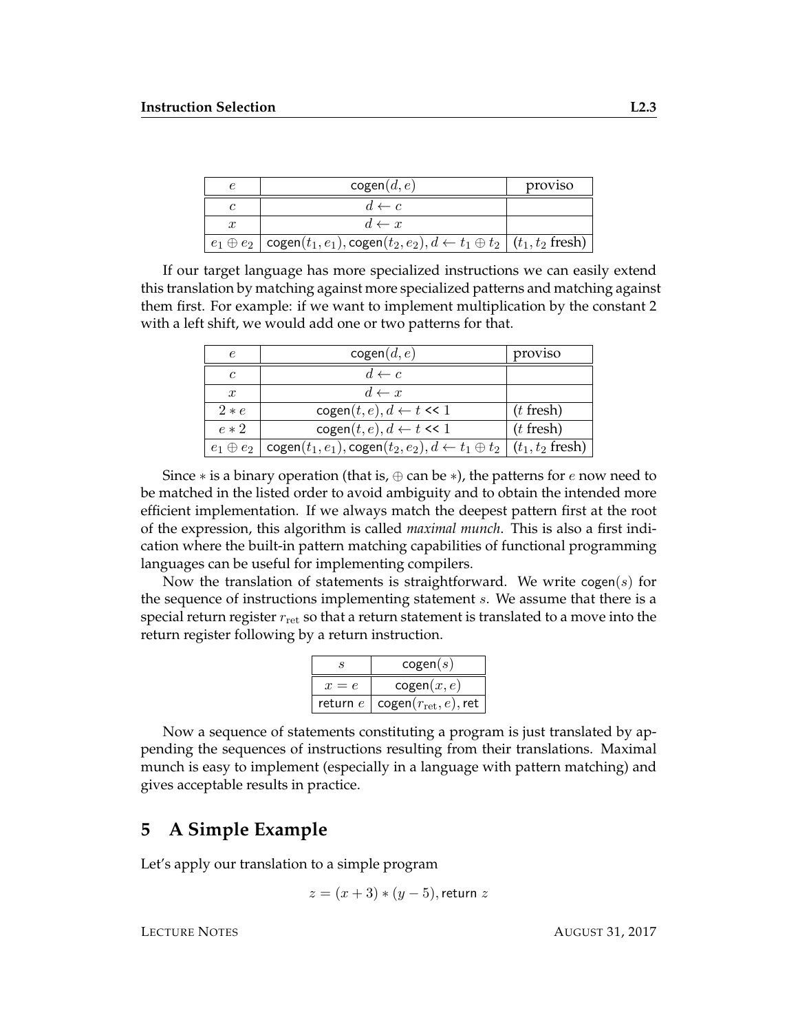| $e$ | $\mathsf{cogen}(d, e)$ | proviso |
|---|---|---|
| $c$ | $d \leftarrow c$ | |
| $x$ | $d \leftarrow x$ | |
| $e_1 \oplus e_2$ | $\mathsf{cogen}(t_1, e_1), \mathsf{cogen}(t_2, e_2), d \leftarrow t_1 \oplus t_2$ | ($t_1, t_2$ fresh) |

If our target language has more specialized instructions we can easily extend this translation by matching against more specialized patterns and matching against them first. For example: if we want to implement multiplication by the constant 2 with a left shift, we would add one or two patterns for that.

| $e$ | $\mathsf{cogen}(d, e)$ | proviso |
|---|---|---|
| $c$ | $d \leftarrow c$ | |
| $x$ | $d \leftarrow x$ | |
| $2 * e$ | $\mathsf{cogen}(t, e), d \leftarrow t \texttt{<<} 1$ | ($t$ fresh) |
| $e * 2$ | $\mathsf{cogen}(t, e), d \leftarrow t \texttt{<<} 1$ | ($t$ fresh) |
| $e_1 \oplus e_2$ | $\mathsf{cogen}(t_1, e_1), \mathsf{cogen}(t_2, e_2), d \leftarrow t_1 \oplus t_2$ | ($t_1, t_2$ fresh) |

Since $*$ is a binary operation (that is, $\oplus$ can be $*$), the patterns for $e$ now need to be matched in the listed order to avoid ambiguity and to obtain the intended more efficient implementation. If we always match the deepest pattern first at the root of the expression, this algorithm is called *maximal munch*. This is also a first indication where the built-in pattern matching capabilities of functional programming languages can be useful for implementing compilers.

Now the translation of statements is straightforward. We write $\mathsf{cogen}(s)$ for the sequence of instructions implementing statement $s$. We assume that there is a special return register $r_{\mathrm{ret}}$ so that a return statement is translated to a move into the return register following by a return instruction.

| $s$ | $\mathsf{cogen}(s)$ |
|---|---|
| $x = e$ | $\mathsf{cogen}(x, e)$ |
| $\mathsf{return}\ e$ | $\mathsf{cogen}(r_{\mathrm{ret}}, e), \mathsf{ret}$ |

Now a sequence of statements constituting a program is just translated by appending the sequences of instructions resulting from their translations. Maximal munch is easy to implement (especially in a language with pattern matching) and gives acceptable results in practice.

## 5 A Simple Example

Let's apply our translation to a simple program

$$z = (x + 3) * (y - 5), \mathsf{return}\ z$$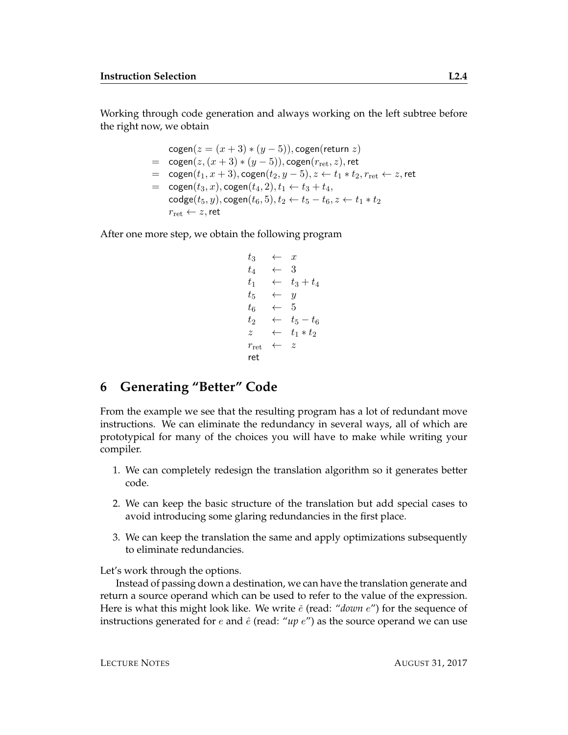Working through code generation and always working on the left subtree before the right now, we obtain

$$
\begin{array}{ll}
& \mathsf{cogen}(z = (x+3)*(y-5)), \mathsf{cogen}(\mathsf{return}\ z) \\
= & \mathsf{cogen}(z, (x+3)*(y-5)), \mathsf{cogen}(r_{\mathrm{ret}}, z), \mathsf{ret} \\
= & \mathsf{cogen}(t_1, x+3), \mathsf{cogen}(t_2, y-5), z \leftarrow t_1 * t_2, r_{\mathrm{ret}} \leftarrow z, \mathsf{ret} \\
= & \mathsf{cogen}(t_3, x), \mathsf{cogen}(t_4, 2), t_1 \leftarrow t_3 + t_4, \\
& \mathsf{codge}(t_5, y), \mathsf{cogen}(t_6, 5), t_2 \leftarrow t_5 - t_6, z \leftarrow t_1 * t_2 \\
& r_{\mathrm{ret}} \leftarrow z, \mathsf{ret}
\end{array}
$$

After one more step, we obtain the following program

$$
\begin{array}{lcl}
t_3 & \leftarrow & x \\
t_4 & \leftarrow & 3 \\
t_1 & \leftarrow & t_3 + t_4 \\
t_5 & \leftarrow & y \\
t_6 & \leftarrow & 5 \\
t_2 & \leftarrow & t_5 - t_6 \\
z & \leftarrow & t_1 * t_2 \\
r_{\mathrm{ret}} & \leftarrow & z \\
\mathsf{ret} & &
\end{array}
$$

## 6 Generating "Better" Code

From the example we see that the resulting program has a lot of redundant move instructions. We can eliminate the redundancy in several ways, all of which are prototypical for many of the choices you will have to make while writing your compiler.

1. We can completely redesign the translation algorithm so it generates better code.
2. We can keep the basic structure of the translation but add special cases to avoid introducing some glaring redundancies in the first place.
3. We can keep the translation the same and apply optimizations subsequently to eliminate redundancies.

Let's work through the options.

Instead of passing down a destination, we can have the translation generate and return a source operand which can be used to refer to the value of the expression. Here is what this might look like. We write $\check{e}$ (read: "*down e*") for the sequence of instructions generated for $e$ and $\hat{e}$ (read: "*up e*") as the source operand we can use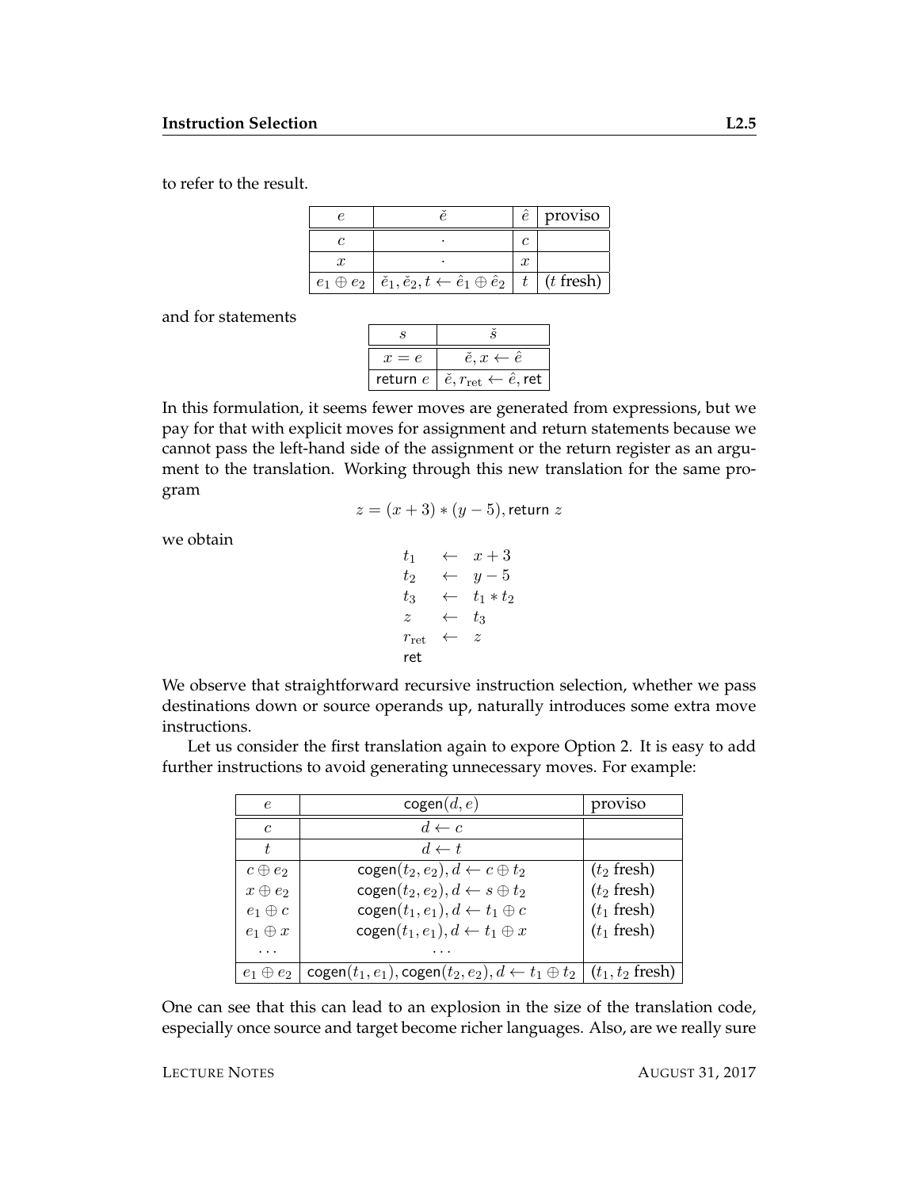to refer to the result.

| $e$ | $\check{e}$ | $\hat{e}$ | proviso |
|---|---|---|---|
| $c$ | $\cdot$ | $c$ | |
| $x$ | $\cdot$ | $x$ | |
| $e_1 \oplus e_2$ | $\check{e}_1, \check{e}_2, t \leftarrow \hat{e}_1 \oplus \hat{e}_2$ | $t$ | ($t$ fresh) |

and for statements

| $s$ | $\check{s}$ |
|---|---|
| $x = e$ | $\check{e}, x \leftarrow \hat{e}$ |
| $\mathsf{return}\ e$ | $\check{e}, r_{\mathrm{ret}} \leftarrow \hat{e}, \mathsf{ret}$ |

In this formulation, it seems fewer moves are generated from expressions, but we pay for that with explicit moves for assignment and return statements because we cannot pass the left-hand side of the assignment or the return register as an argument to the translation. Working through this new translation for the same program

$$z = (x + 3) * (y - 5), \mathsf{return}\ z$$

we obtain

$$\begin{array}{lll} t_1 & \leftarrow & x + 3 \\ t_2 & \leftarrow & y - 5 \\ t_3 & \leftarrow & t_1 * t_2 \\ z & \leftarrow & t_3 \\ r_{\mathrm{ret}} & \leftarrow & z \\ \mathsf{ret} & & \end{array}$$

We observe that straightforward recursive instruction selection, whether we pass destinations down or source operands up, naturally introduces some extra move instructions.

Let us consider the first translation again to expore Option 2. It is easy to add further instructions to avoid generating unnecessary moves. For example:

| $e$ | $\mathsf{cogen}(d, e)$ | proviso |
|---|---|---|
| $c$ | $d \leftarrow c$ | |
| $t$ | $d \leftarrow t$ | |
| $c \oplus e_2$ | $\mathsf{cogen}(t_2, e_2), d \leftarrow c \oplus t_2$ | ($t_2$ fresh) |
| $x \oplus e_2$ | $\mathsf{cogen}(t_2, e_2), d \leftarrow s \oplus t_2$ | ($t_2$ fresh) |
| $e_1 \oplus c$ | $\mathsf{cogen}(t_1, e_1), d \leftarrow t_1 \oplus c$ | ($t_1$ fresh) |
| $e_1 \oplus x$ | $\mathsf{cogen}(t_1, e_1), d \leftarrow t_1 \oplus x$ | ($t_1$ fresh) |
| $\ldots$ | $\ldots$ | |
| $e_1 \oplus e_2$ | $\mathsf{cogen}(t_1, e_1), \mathsf{cogen}(t_2, e_2), d \leftarrow t_1 \oplus t_2$ | ($t_1, t_2$ fresh) |

One can see that this can lead to an explosion in the size of the translation code, especially once source and target become richer languages. Also, are we really sure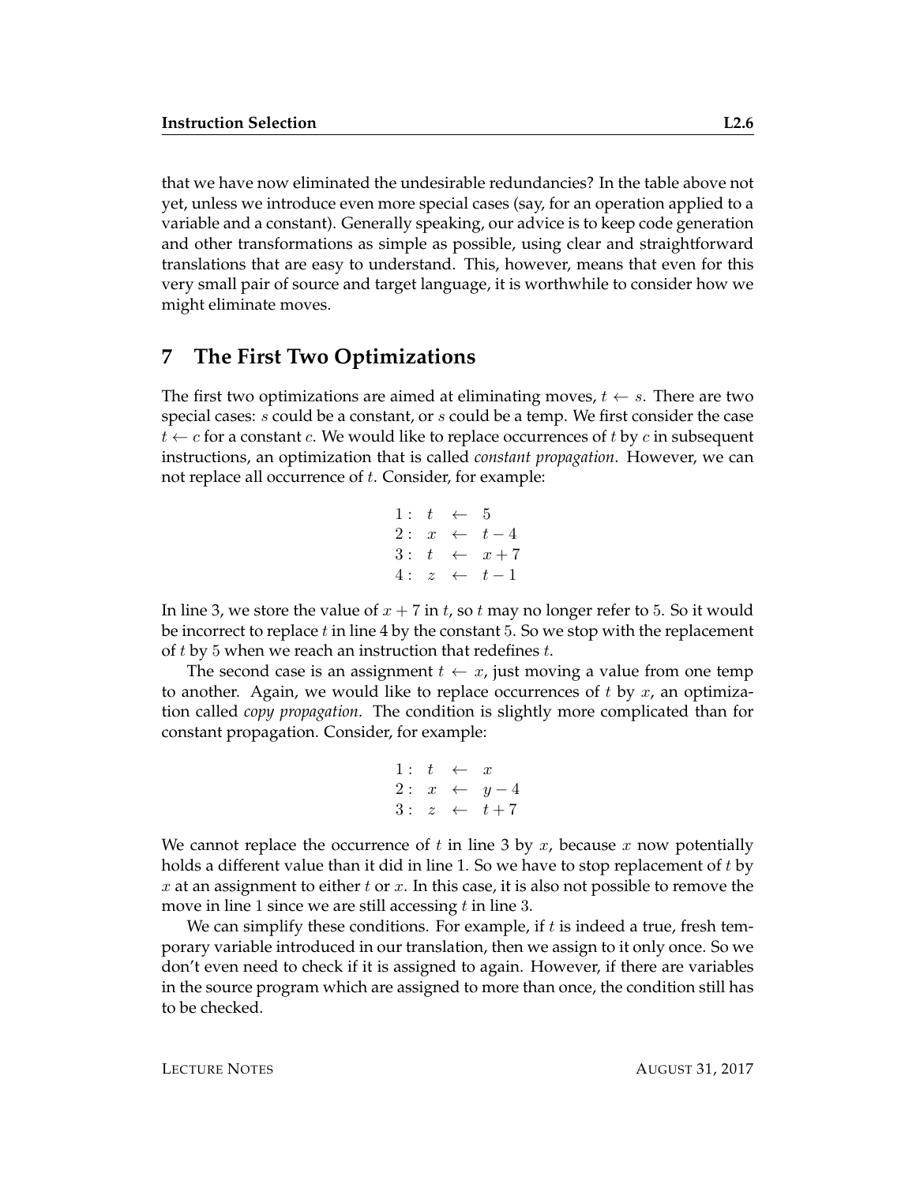that we have now eliminated the undesirable redundancies? In the table above not yet, unless we introduce even more special cases (say, for an operation applied to a variable and a constant). Generally speaking, our advice is to keep code generation and other transformations as simple as possible, using clear and straightforward translations that are easy to understand. This, however, means that even for this very small pair of source and target language, it is worthwhile to consider how we might eliminate moves.

## 7 The First Two Optimizations

The first two optimizations are aimed at eliminating moves, $t \leftarrow s$. There are two special cases: $s$ could be a constant, or $s$ could be a temp. We first consider the case $t \leftarrow c$ for a constant $c$. We would like to replace occurrences of $t$ by $c$ in subsequent instructions, an optimization that is called *constant propagation*. However, we can not replace all occurrence of $t$. Consider, for example:

$$
\begin{array}{rlll}
1: & t & \leftarrow & 5 \\
2: & x & \leftarrow & t - 4 \\
3: & t & \leftarrow & x + 7 \\
4: & z & \leftarrow & t - 1
\end{array}
$$

In line 3, we store the value of $x + 7$ in $t$, so $t$ may no longer refer to 5. So it would be incorrect to replace $t$ in line 4 by the constant 5. So we stop with the replacement of $t$ by 5 when we reach an instruction that redefines $t$.

The second case is an assignment $t \leftarrow x$, just moving a value from one temp to another. Again, we would like to replace occurrences of $t$ by $x$, an optimization called *copy propagation*. The condition is slightly more complicated than for constant propagation. Consider, for example:

$$
\begin{array}{rlll}
1: & t & \leftarrow & x \\
2: & x & \leftarrow & y - 4 \\
3: & z & \leftarrow & t + 7
\end{array}
$$

We cannot replace the occurrence of $t$ in line 3 by $x$, because $x$ now potentially holds a different value than it did in line 1. So we have to stop replacement of $t$ by $x$ at an assignment to either $t$ or $x$. In this case, it is also not possible to remove the move in line 1 since we are still accessing $t$ in line 3.

We can simplify these conditions. For example, if $t$ is indeed a true, fresh temporary variable introduced in our translation, then we assign to it only once. So we don't even need to check if it is assigned to again. However, if there are variables in the source program which are assigned to more than once, the condition still has to be checked.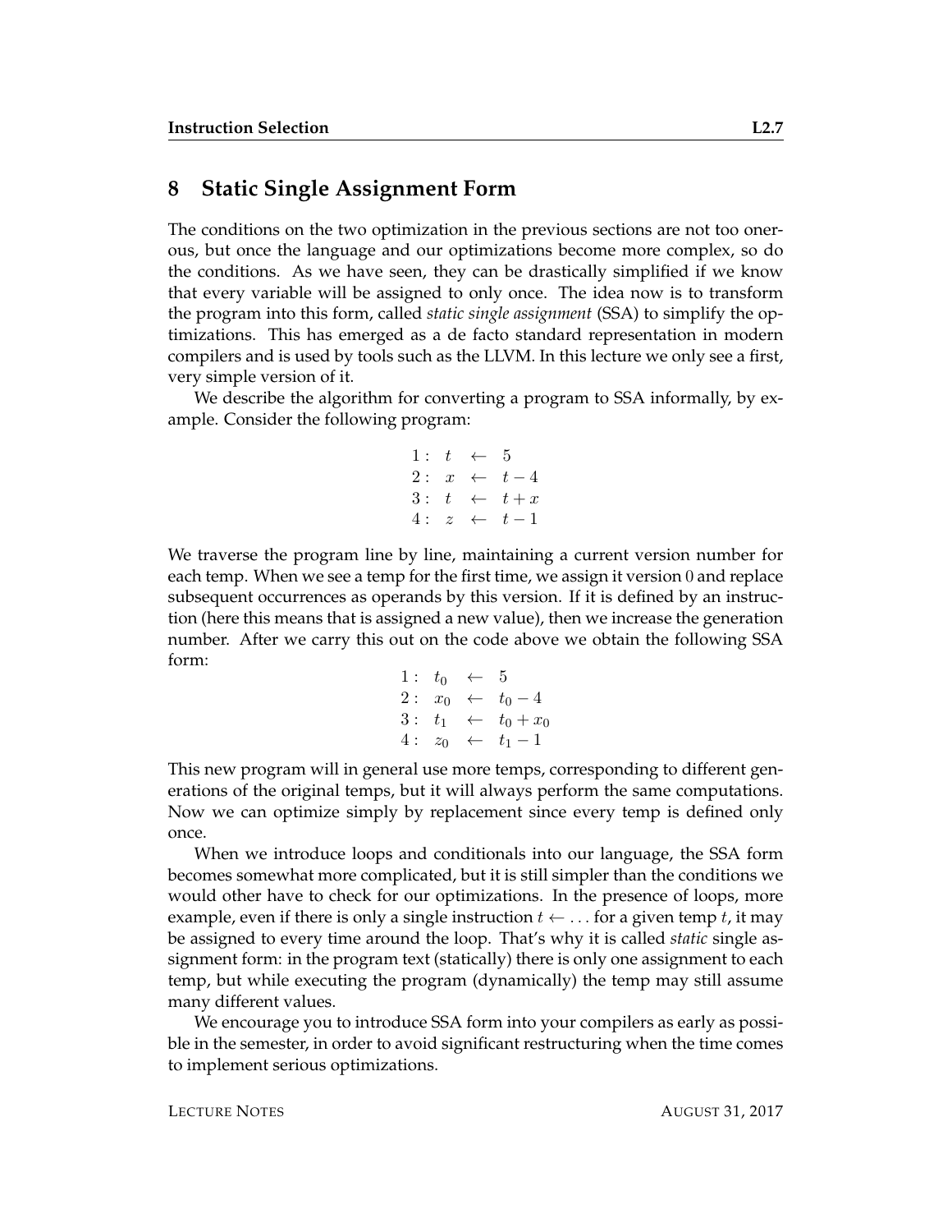## 8 Static Single Assignment Form

The conditions on the two optimization in the previous sections are not too onerous, but once the language and our optimizations become more complex, so do the conditions. As we have seen, they can be drastically simplified if we know that every variable will be assigned to only once. The idea now is to transform the program into this form, called *static single assignment* (SSA) to simplify the optimizations. This has emerged as a de facto standard representation in modern compilers and is used by tools such as the LLVM. In this lecture we only see a first, very simple version of it.

We describe the algorithm for converting a program to SSA informally, by example. Consider the following program:

$$
\begin{array}{lcll}
1: & t & \leftarrow & 5 \\
2: & x & \leftarrow & t - 4 \\
3: & t & \leftarrow & t + x \\
4: & z & \leftarrow & t - 1
\end{array}
$$

We traverse the program line by line, maintaining a current version number for each temp. When we see a temp for the first time, we assign it version $0$ and replace subsequent occurrences as operands by this version. If it is defined by an instruction (here this means that is assigned a new value), then we increase the generation number. After we carry this out on the code above we obtain the following SSA form:

$$
\begin{array}{lcll}
1: & t_0 & \leftarrow & 5 \\
2: & x_0 & \leftarrow & t_0 - 4 \\
3: & t_1 & \leftarrow & t_0 + x_0 \\
4: & z_0 & \leftarrow & t_1 - 1
\end{array}
$$

This new program will in general use more temps, corresponding to different generations of the original temps, but it will always perform the same computations. Now we can optimize simply by replacement since every temp is defined only once.

When we introduce loops and conditionals into our language, the SSA form becomes somewhat more complicated, but it is still simpler than the conditions we would other have to check for our optimizations. In the presence of loops, more example, even if there is only a single instruction $t \leftarrow \ldots$ for a given temp $t$, it may be assigned to every time around the loop. That's why it is called *static* single assignment form: in the program text (statically) there is only one assignment to each temp, but while executing the program (dynamically) the temp may still assume many different values.

We encourage you to introduce SSA form into your compilers as early as possible in the semester, in order to avoid significant restructuring when the time comes to implement serious optimizations.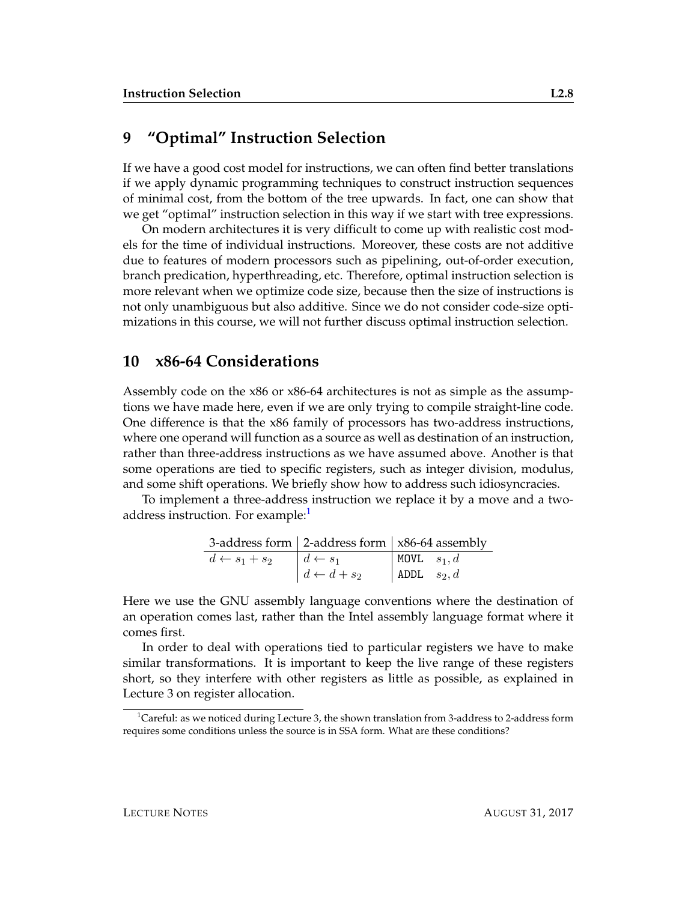## 9 "Optimal" Instruction Selection

If we have a good cost model for instructions, we can often find better translations if we apply dynamic programming techniques to construct instruction sequences of minimal cost, from the bottom of the tree upwards. In fact, one can show that we get "optimal" instruction selection in this way if we start with tree expressions.

On modern architectures it is very difficult to come up with realistic cost models for the time of individual instructions. Moreover, these costs are not additive due to features of modern processors such as pipelining, out-of-order execution, branch predication, hyperthreading, etc. Therefore, optimal instruction selection is more relevant when we optimize code size, because then the size of instructions is not only unambiguous but also additive. Since we do not consider code-size optimizations in this course, we will not further discuss optimal instruction selection.

## 10 x86-64 Considerations

Assembly code on the x86 or x86-64 architectures is not as simple as the assumptions we have made here, even if we are only trying to compile straight-line code. One difference is that the x86 family of processors has two-address instructions, where one operand will function as a source as well as destination of an instruction, rather than three-address instructions as we have assumed above. Another is that some operations are tied to specific registers, such as integer division, modulus, and some shift operations. We briefly show how to address such idiosyncracies.

To implement a three-address instruction we replace it by a move and a two-address instruction. For example:[1]

| 3-address form | 2-address form | x86-64 assembly |
|---|---|---|
| $d \leftarrow s_1 + s_2$ | $d \leftarrow s_1$ | `MOVL` $s_1, d$ |
| | $d \leftarrow d + s_2$ | `ADDL` $s_2, d$ |

Here we use the GNU assembly language conventions where the destination of an operation comes last, rather than the Intel assembly language format where it comes first.

In order to deal with operations tied to particular registers we have to make similar transformations. It is important to keep the live range of these registers short, so they interfere with other registers as little as possible, as explained in Lecture 3 on register allocation.

[1] Careful: as we noticed during Lecture 3, the shown translation from 3-address to 2-address form requires some conditions unless the source is in SSA form. What are these conditions?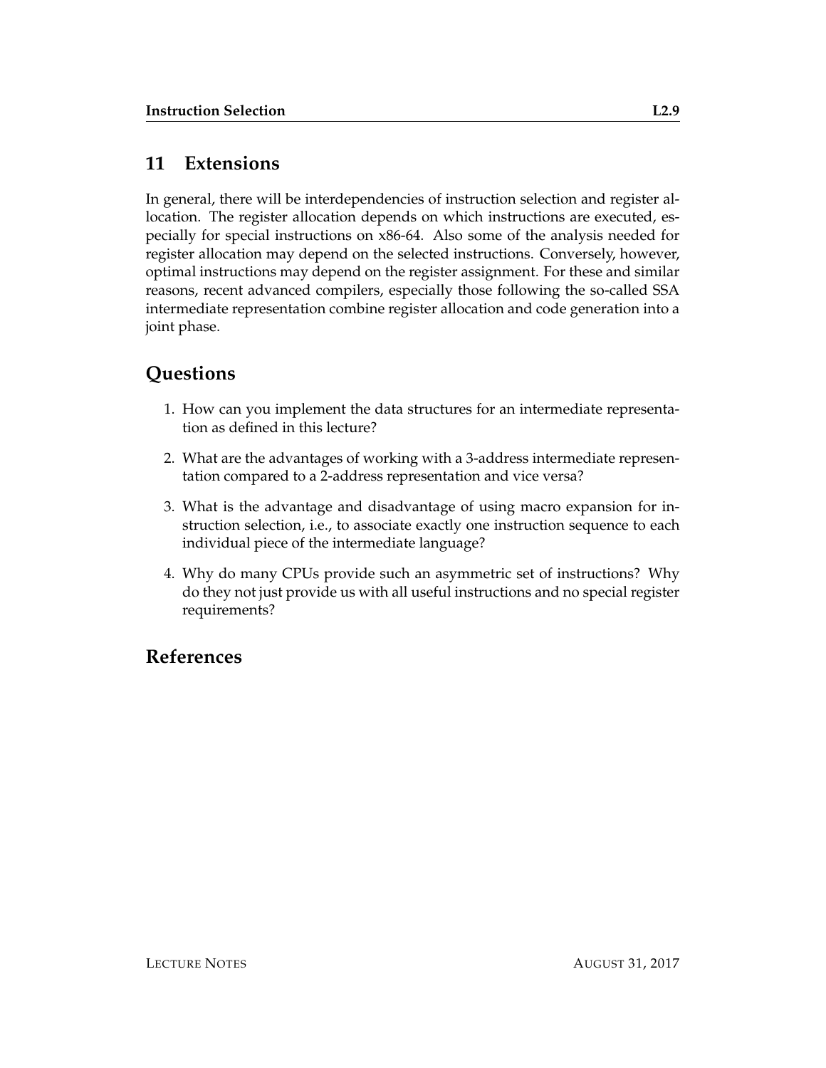## 11 Extensions

In general, there will be interdependencies of instruction selection and register allocation. The register allocation depends on which instructions are executed, especially for special instructions on x86-64. Also some of the analysis needed for register allocation may depend on the selected instructions. Conversely, however, optimal instructions may depend on the register assignment. For these and similar reasons, recent advanced compilers, especially those following the so-called SSA intermediate representation combine register allocation and code generation into a joint phase.

## Questions

1. How can you implement the data structures for an intermediate representation as defined in this lecture?
2. What are the advantages of working with a 3-address intermediate representation compared to a 2-address representation and vice versa?
3. What is the advantage and disadvantage of using macro expansion for instruction selection, i.e., to associate exactly one instruction sequence to each individual piece of the intermediate language?
4. Why do many CPUs provide such an asymmetric set of instructions? Why do they not just provide us with all useful instructions and no special register requirements?

## References